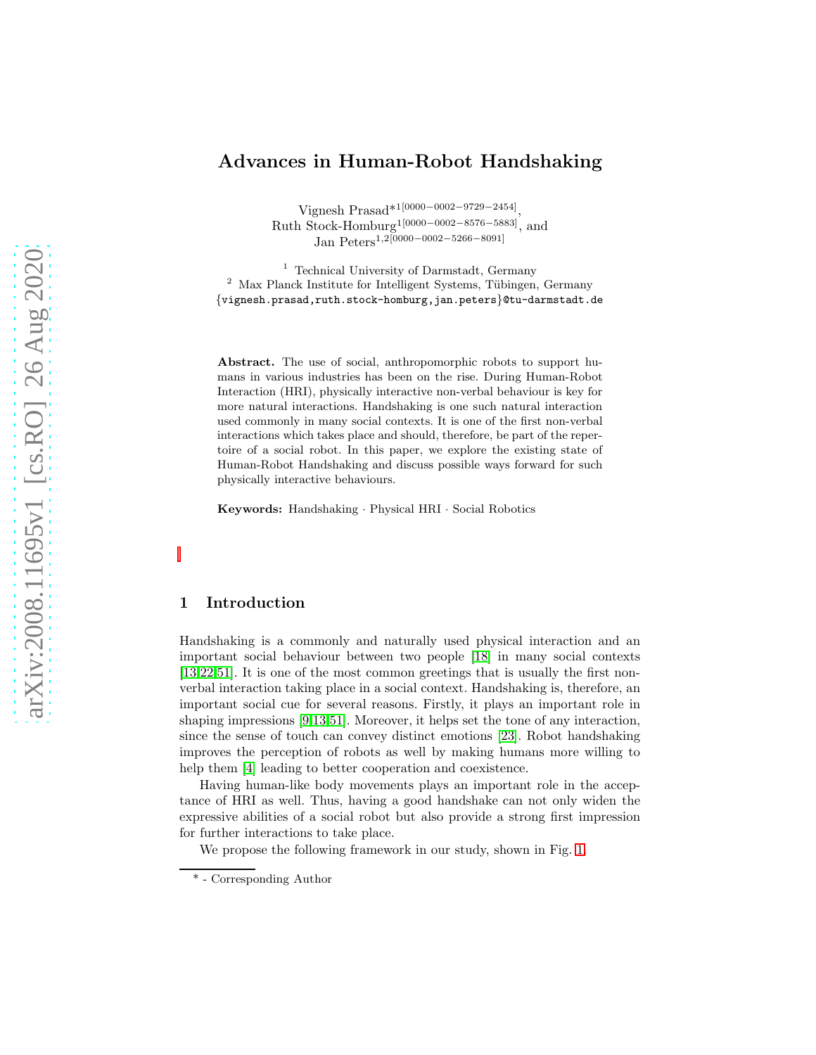# Advances in Human-Robot Handshaking

Vignesh Prasad*[1][0000-0002-9729-2454], Ruth Stock-Homburg[1][0000-0002-8576-5883], and Jan Peters[1,2][0000-0002-5266-8091]

[1] Technical University of Darmstadt, Germany
[2] Max Planck Institute for Intelligent Systems, Tübingen, Germany
{vignesh.prasad,ruth.stock-homburg,jan.peters}@tu-darmstadt.de

**Abstract.** The use of social, anthropomorphic robots to support humans in various industries has been on the rise. During Human-Robot Interaction (HRI), physically interactive non-verbal behaviour is key for more natural interactions. Handshaking is one such natural interaction used commonly in many social contexts. It is one of the first non-verbal interactions which takes place and should, therefore, be part of the repertoire of a social robot. In this paper, we explore the existing state of Human-Robot Handshaking and discuss possible ways forward for such physically interactive behaviours.

**Keywords:** Handshaking · Physical HRI · Social Robotics

## 1 Introduction

Handshaking is a commonly and naturally used physical interaction and an important social behaviour between two people [18] in many social contexts [13,22,51]. It is one of the most common greetings that is usually the first non-verbal interaction taking place in a social context. Handshaking is, therefore, an important social cue for several reasons. Firstly, it plays an important role in shaping impressions [9,13,51]. Moreover, it helps set the tone of any interaction, since the sense of touch can convey distinct emotions [23]. Robot handshaking improves the perception of robots as well by making humans more willing to help them [4] leading to better cooperation and coexistence.

Having human-like body movements plays an important role in the acceptance of HRI as well. Thus, having a good handshake can not only widen the expressive abilities of a social robot but also provide a strong first impression for further interactions to take place.

We propose the following framework in our study, shown in Fig. 1.

\* - Corresponding Author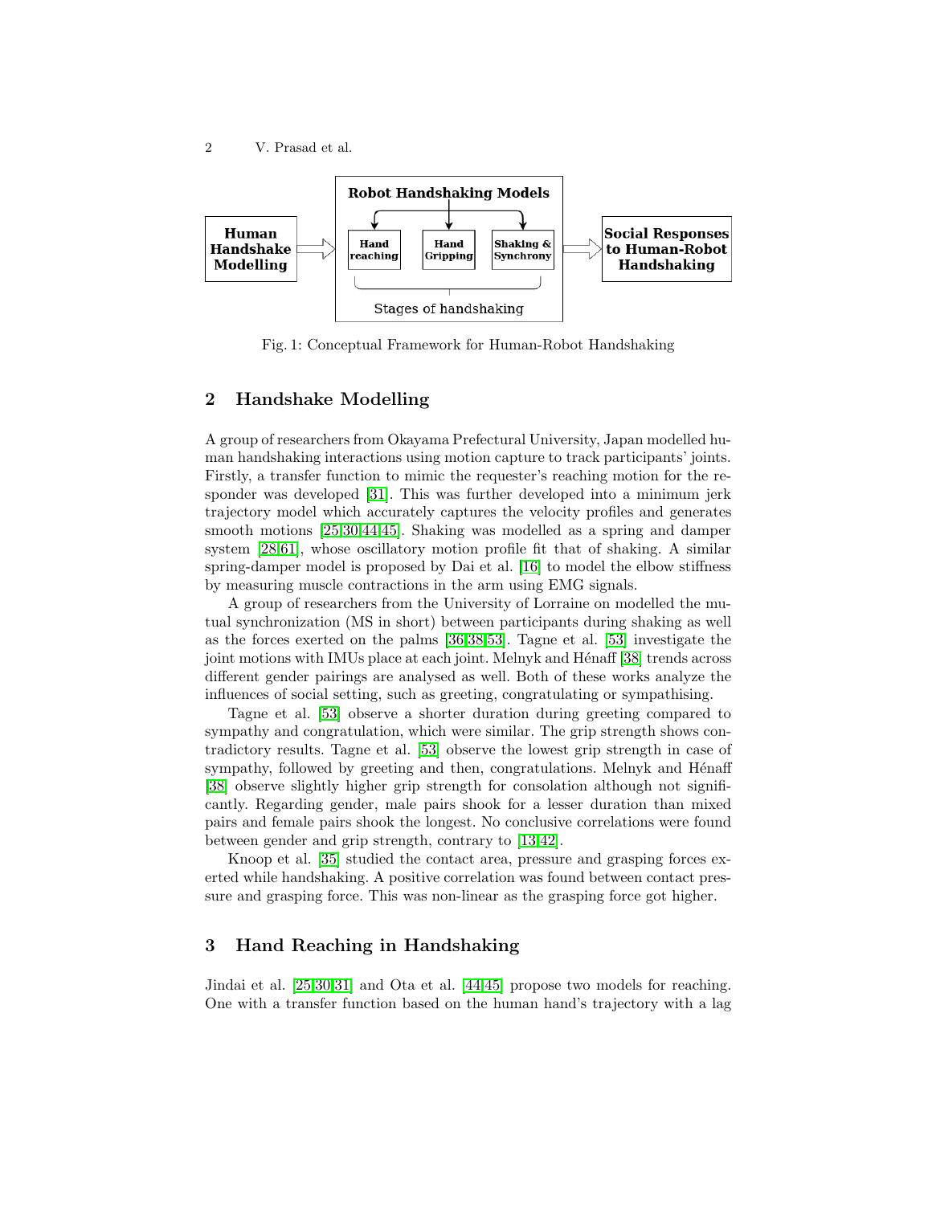Fig. 1: Conceptual Framework for Human-Robot Handshaking

## 2 Handshake Modelling

A group of researchers from Okayama Prefectural University, Japan modelled human handshaking interactions using motion capture to track participants' joints. Firstly, a transfer function to mimic the requester's reaching motion for the responder was developed [31]. This was further developed into a minimum jerk trajectory model which accurately captures the velocity profiles and generates smooth motions [25,30,44,45]. Shaking was modelled as a spring and damper system [28,61], whose oscillatory motion profile fit that of shaking. A similar spring-damper model is proposed by Dai et al. [16] to model the elbow stiffness by measuring muscle contractions in the arm using EMG signals.

A group of researchers from the University of Lorraine on modelled the mutual synchronization (MS in short) between participants during shaking as well as the forces exerted on the palms [36,38,53]. Tagne et al. [53] investigate the joint motions with IMUs place at each joint. Melnyk and Hénaff [38] trends across different gender pairings are analysed as well. Both of these works analyze the influences of social setting, such as greeting, congratulating or sympathising.

Tagne et al. [53] observe a shorter duration during greeting compared to sympathy and congratulation, which were similar. The grip strength shows contradictory results. Tagne et al. [53] observe the lowest grip strength in case of sympathy, followed by greeting and then, congratulations. Melnyk and Hénaff [38] observe slightly higher grip strength for consolation although not significantly. Regarding gender, male pairs shook for a lesser duration than mixed pairs and female pairs shook the longest. No conclusive correlations were found between gender and grip strength, contrary to [13,42].

Knoop et al. [35] studied the contact area, pressure and grasping forces exerted while handshaking. A positive correlation was found between contact pressure and grasping force. This was non-linear as the grasping force got higher.

## 3 Hand Reaching in Handshaking

Jindai et al. [25,30,31] and Ota et al. [44,45] propose two models for reaching. One with a transfer function based on the human hand's trajectory with a lag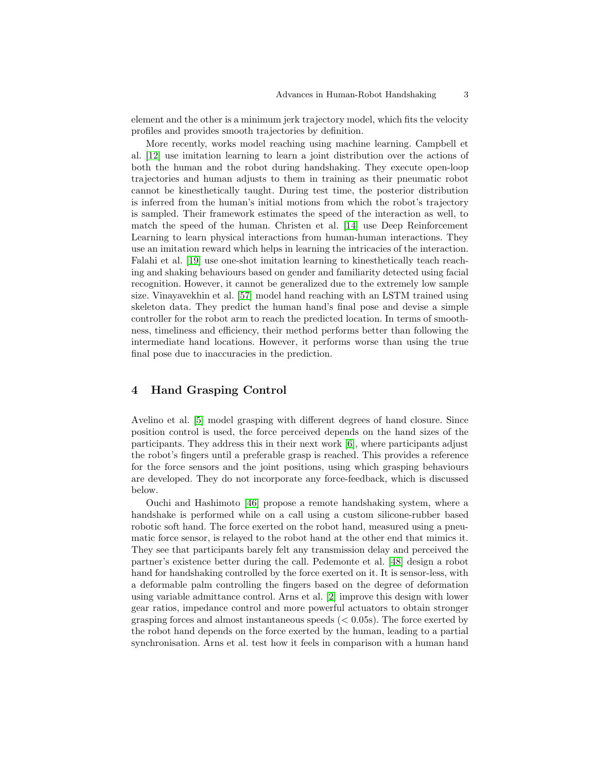element and the other is a minimum jerk trajectory model, which fits the velocity profiles and provides smooth trajectories by definition.

More recently, works model reaching using machine learning. Campbell et al. [12] use imitation learning to learn a joint distribution over the actions of both the human and the robot during handshaking. They execute open-loop trajectories and human adjusts to them in training as their pneumatic robot cannot be kinesthetically taught. During test time, the posterior distribution is inferred from the human's initial motions from which the robot's trajectory is sampled. Their framework estimates the speed of the interaction as well, to match the speed of the human. Christen et al. [14] use Deep Reinforcement Learning to learn physical interactions from human-human interactions. They use an imitation reward which helps in learning the intricacies of the interaction. Falahi et al. [19] use one-shot imitation learning to kinesthetically teach reaching and shaking behaviours based on gender and familiarity detected using facial recognition. However, it cannot be generalized due to the extremely low sample size. Vinayavekhin et al. [57] model hand reaching with an LSTM trained using skeleton data. They predict the human hand's final pose and devise a simple controller for the robot arm to reach the predicted location. In terms of smoothness, timeliness and efficiency, their method performs better than following the intermediate hand locations. However, it performs worse than using the true final pose due to inaccuracies in the prediction.

## 4 Hand Grasping Control

Avelino et al. [5] model grasping with different degrees of hand closure. Since position control is used, the force perceived depends on the hand sizes of the participants. They address this in their next work [6], where participants adjust the robot's fingers until a preferable grasp is reached. This provides a reference for the force sensors and the joint positions, using which grasping behaviours are developed. They do not incorporate any force-feedback, which is discussed below.

Ouchi and Hashimoto [46] propose a remote handshaking system, where a handshake is performed while on a call using a custom silicone-rubber based robotic soft hand. The force exerted on the robot hand, measured using a pneumatic force sensor, is relayed to the robot hand at the other end that mimics it. They see that participants barely felt any transmission delay and perceived the partner's existence better during the call. Pedemonte et al. [48] design a robot hand for handshaking controlled by the force exerted on it. It is sensor-less, with a deformable palm controlling the fingers based on the degree of deformation using variable admittance control. Arns et al. [2] improve this design with lower gear ratios, impedance control and more powerful actuators to obtain stronger grasping forces and almost instantaneous speeds ($< 0.05$s). The force exerted by the robot hand depends on the force exerted by the human, leading to a partial synchronisation. Arns et al. test how it feels in comparison with a human hand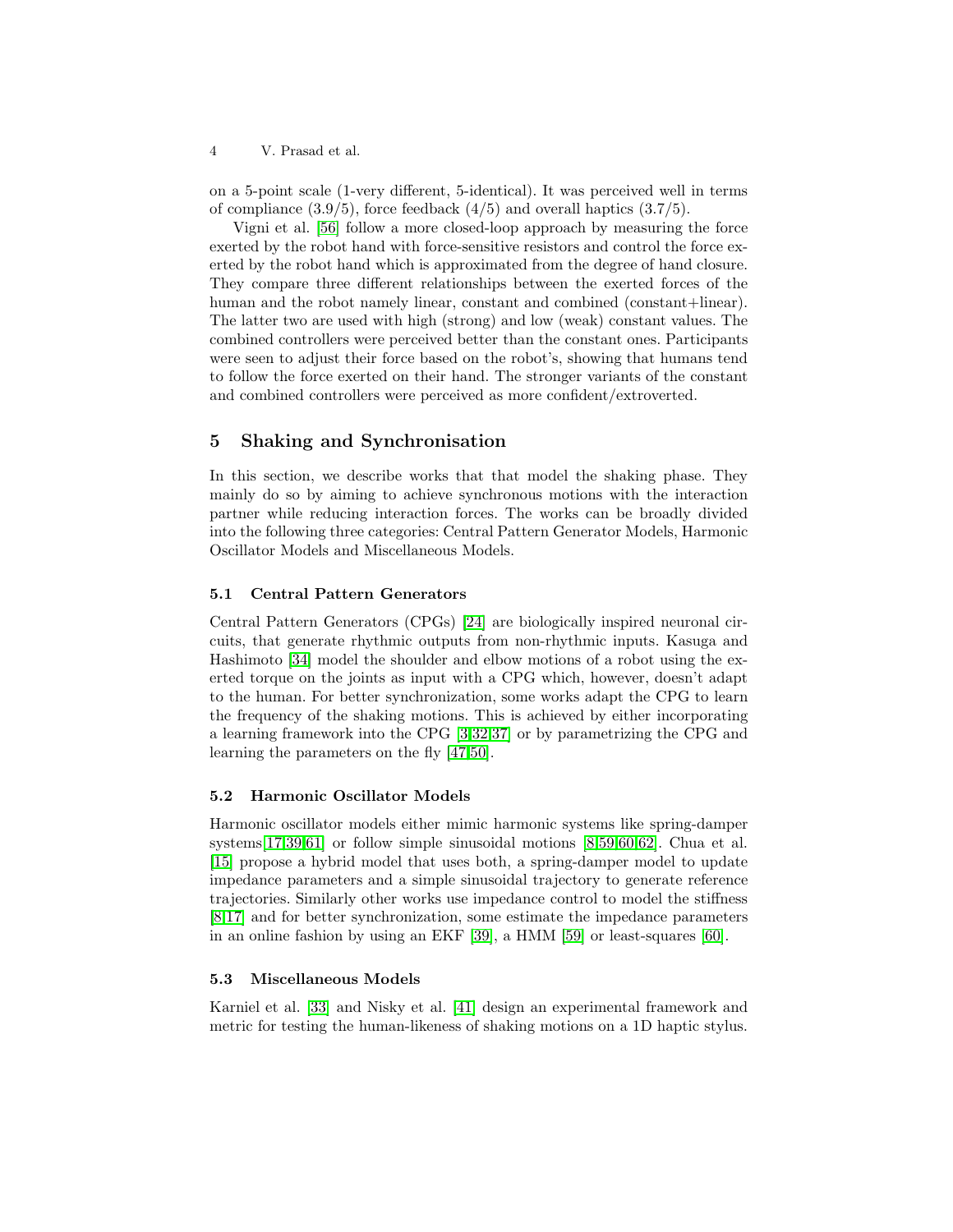on a 5-point scale (1-very different, 5-identical). It was perceived well in terms of compliance (3.9/5), force feedback (4/5) and overall haptics (3.7/5).

Vigni et al. [56] follow a more closed-loop approach by measuring the force exerted by the robot hand with force-sensitive resistors and control the force exerted by the robot hand which is approximated from the degree of hand closure. They compare three different relationships between the exerted forces of the human and the robot namely linear, constant and combined (constant+linear). The latter two are used with high (strong) and low (weak) constant values. The combined controllers were perceived better than the constant ones. Participants were seen to adjust their force based on the robot's, showing that humans tend to follow the force exerted on their hand. The stronger variants of the constant and combined controllers were perceived as more confident/extroverted.

## 5 Shaking and Synchronisation

In this section, we describe works that that model the shaking phase. They mainly do so by aiming to achieve synchronous motions with the interaction partner while reducing interaction forces. The works can be broadly divided into the following three categories: Central Pattern Generator Models, Harmonic Oscillator Models and Miscellaneous Models.

### 5.1 Central Pattern Generators

Central Pattern Generators (CPGs) [24] are biologically inspired neuronal circuits, that generate rhythmic outputs from non-rhythmic inputs. Kasuga and Hashimoto [34] model the shoulder and elbow motions of a robot using the exerted torque on the joints as input with a CPG which, however, doesn't adapt to the human. For better synchronization, some works adapt the CPG to learn the frequency of the shaking motions. This is achieved by either incorporating a learning framework into the CPG [3,32,37] or by parametrizing the CPG and learning the parameters on the fly [47,50].

### 5.2 Harmonic Oscillator Models

Harmonic oscillator models either mimic harmonic systems like spring-damper systems[17,39,61] or follow simple sinusoidal motions [8,59,60,62]. Chua et al. [15] propose a hybrid model that uses both, a spring-damper model to update impedance parameters and a simple sinusoidal trajectory to generate reference trajectories. Similarly other works use impedance control to model the stiffness [8,17] and for better synchronization, some estimate the impedance parameters in an online fashion by using an EKF [39], a HMM [59] or least-squares [60].

### 5.3 Miscellaneous Models

Karniel et al. [33] and Nisky et al. [41] design an experimental framework and metric for testing the human-likeness of shaking motions on a 1D haptic stylus.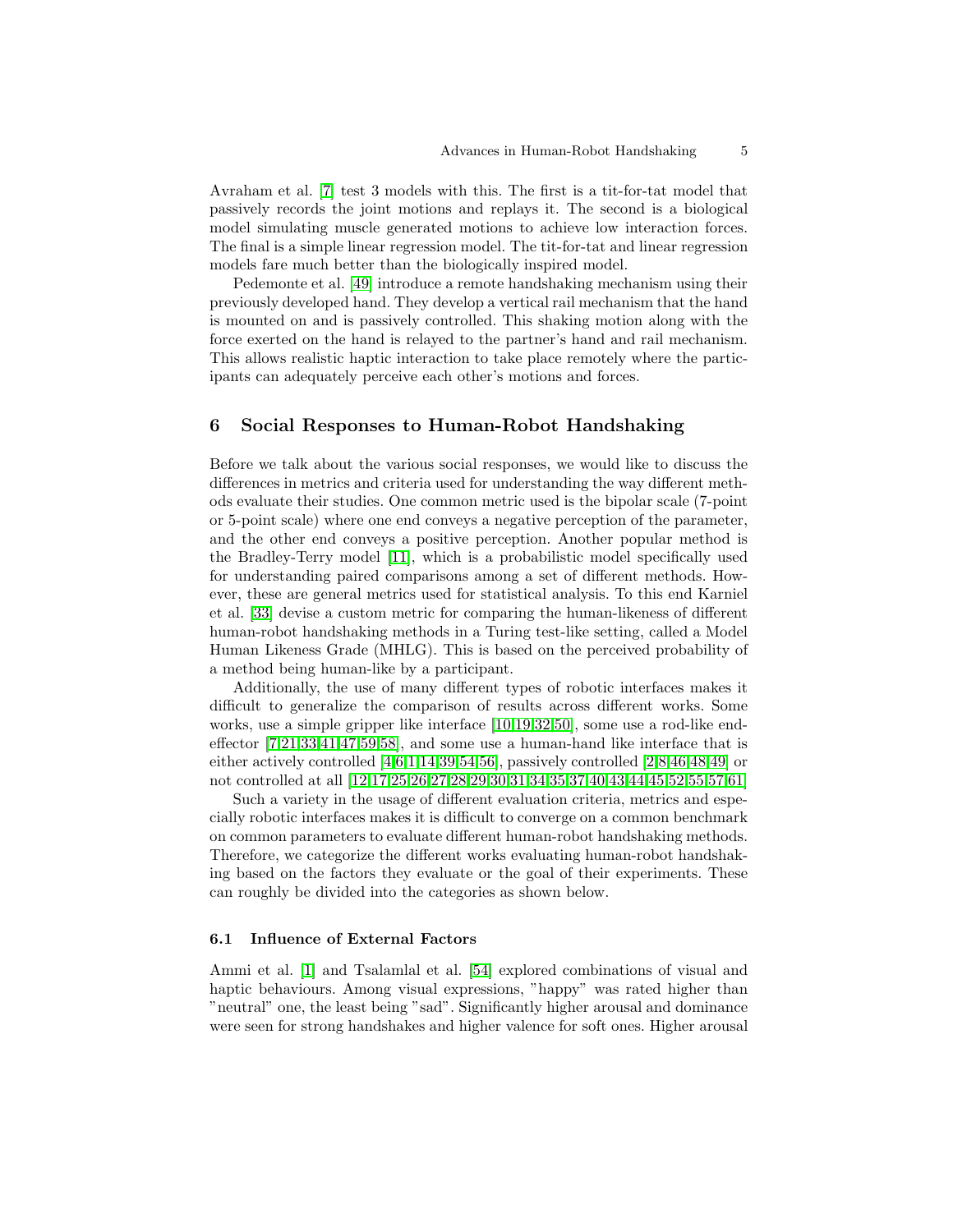Avraham et al. [7] test 3 models with this. The first is a tit-for-tat model that passively records the joint motions and replays it. The second is a biological model simulating muscle generated motions to achieve low interaction forces. The final is a simple linear regression model. The tit-for-tat and linear regression models fare much better than the biologically inspired model.

Pedemonte et al. [49] introduce a remote handshaking mechanism using their previously developed hand. They develop a vertical rail mechanism that the hand is mounted on and is passively controlled. This shaking motion along with the force exerted on the hand is relayed to the partner's hand and rail mechanism. This allows realistic haptic interaction to take place remotely where the participants can adequately perceive each other's motions and forces.

## 6 Social Responses to Human-Robot Handshaking

Before we talk about the various social responses, we would like to discuss the differences in metrics and criteria used for understanding the way different methods evaluate their studies. One common metric used is the bipolar scale (7-point or 5-point scale) where one end conveys a negative perception of the parameter, and the other end conveys a positive perception. Another popular method is the Bradley-Terry model [11], which is a probabilistic model specifically used for understanding paired comparisons among a set of different methods. However, these are general metrics used for statistical analysis. To this end Karniel et al. [33] devise a custom metric for comparing the human-likeness of different human-robot handshaking methods in a Turing test-like setting, called a Model Human Likeness Grade (MHLG). This is based on the perceived probability of a method being human-like by a participant.

Additionally, the use of many different types of robotic interfaces makes it difficult to generalize the comparison of results across different works. Some works, use a simple gripper like interface [10,19,32,50], some use a rod-like end-effector [7,21,33,41,47,59,58], and some use a human-hand like interface that is either actively controlled [4,6,1,14,39,54,56], passively controlled [2,8,46,48,49] or not controlled at all [12,17,25,26,27,28,29,30,31,34,35,37,40,43,44,45,52,55,57,61]

Such a variety in the usage of different evaluation criteria, metrics and especially robotic interfaces makes it is difficult to converge on a common benchmark on common parameters to evaluate different human-robot handshaking methods. Therefore, we categorize the different works evaluating human-robot handshaking based on the factors they evaluate or the goal of their experiments. These can roughly be divided into the categories as shown below.

### 6.1 Influence of External Factors

Ammi et al. [1] and Tsalamlal et al. [54] explored combinations of visual and haptic behaviours. Among visual expressions, "happy" was rated higher than "neutral" one, the least being "sad". Significantly higher arousal and dominance were seen for strong handshakes and higher valence for soft ones. Higher arousal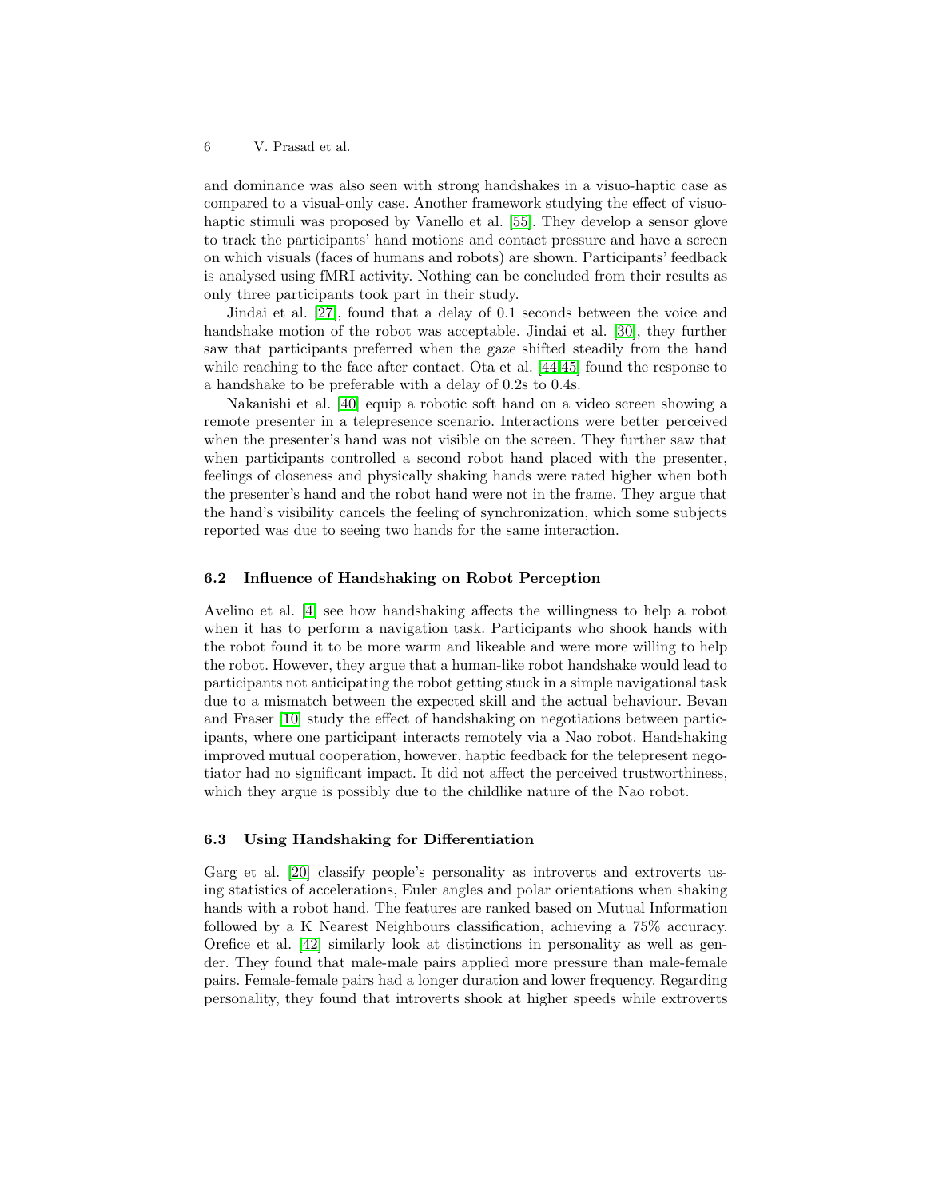and dominance was also seen with strong handshakes in a visuo-haptic case as compared to a visual-only case. Another framework studying the effect of visuo-haptic stimuli was proposed by Vanello et al. [55]. They develop a sensor glove to track the participants' hand motions and contact pressure and have a screen on which visuals (faces of humans and robots) are shown. Participants' feedback is analysed using fMRI activity. Nothing can be concluded from their results as only three participants took part in their study.

Jindai et al. [27], found that a delay of 0.1 seconds between the voice and handshake motion of the robot was acceptable. Jindai et al. [30], they further saw that participants preferred when the gaze shifted steadily from the hand while reaching to the face after contact. Ota et al. [44,45] found the response to a handshake to be preferable with a delay of 0.2s to 0.4s.

Nakanishi et al. [40] equip a robotic soft hand on a video screen showing a remote presenter in a telepresence scenario. Interactions were better perceived when the presenter's hand was not visible on the screen. They further saw that when participants controlled a second robot hand placed with the presenter, feelings of closeness and physically shaking hands were rated higher when both the presenter's hand and the robot hand were not in the frame. They argue that the hand's visibility cancels the feeling of synchronization, which some subjects reported was due to seeing two hands for the same interaction.

### 6.2 Influence of Handshaking on Robot Perception

Avelino et al. [4] see how handshaking affects the willingness to help a robot when it has to perform a navigation task. Participants who shook hands with the robot found it to be more warm and likeable and were more willing to help the robot. However, they argue that a human-like robot handshake would lead to participants not anticipating the robot getting stuck in a simple navigational task due to a mismatch between the expected skill and the actual behaviour. Bevan and Fraser [10] study the effect of handshaking on negotiations between participants, where one participant interacts remotely via a Nao robot. Handshaking improved mutual cooperation, however, haptic feedback for the telepresent negotiator had no significant impact. It did not affect the perceived trustworthiness, which they argue is possibly due to the childlike nature of the Nao robot.

### 6.3 Using Handshaking for Differentiation

Garg et al. [20] classify people's personality as introverts and extroverts using statistics of accelerations, Euler angles and polar orientations when shaking hands with a robot hand. The features are ranked based on Mutual Information followed by a K Nearest Neighbours classification, achieving a 75% accuracy. Orefice et al. [42] similarly look at distinctions in personality as well as gender. They found that male-male pairs applied more pressure than male-female pairs. Female-female pairs had a longer duration and lower frequency. Regarding personality, they found that introverts shook at higher speeds while extroverts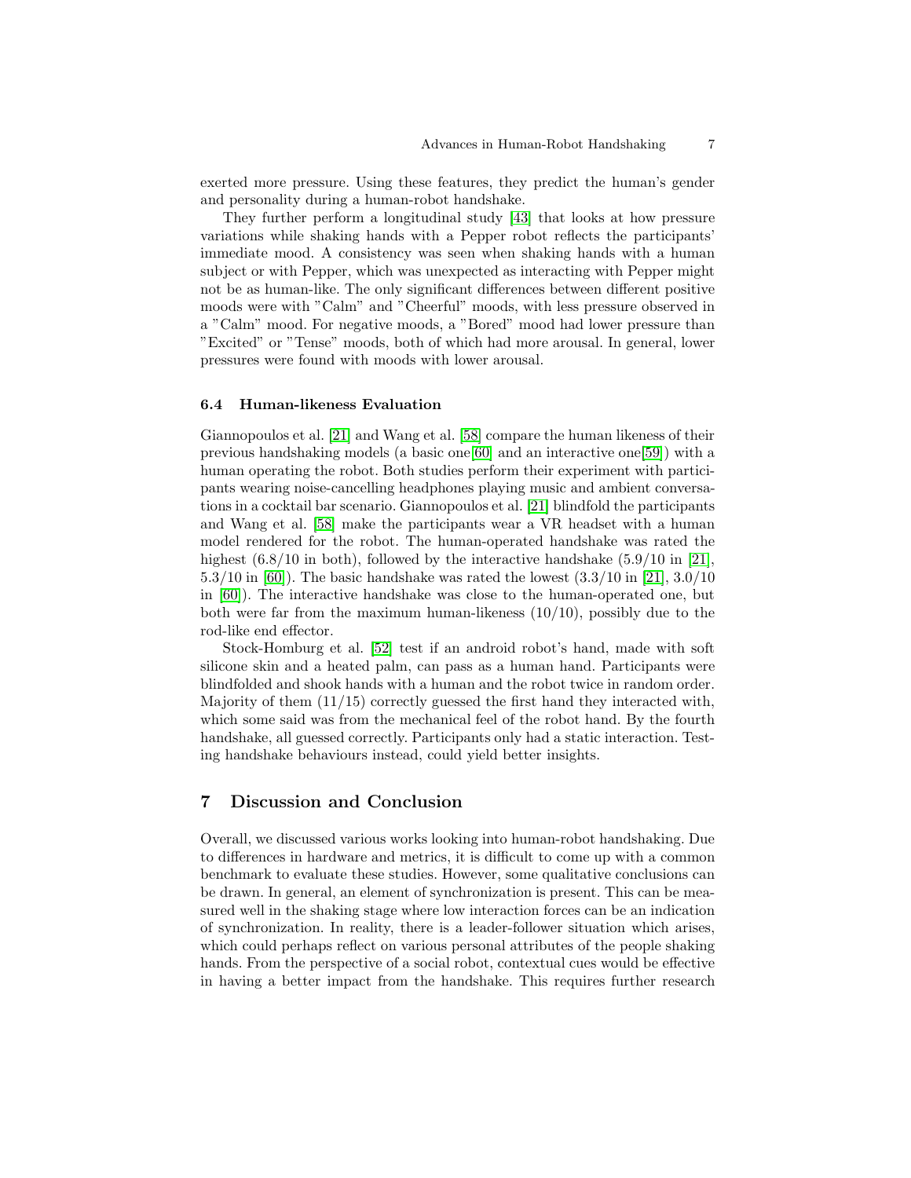exerted more pressure. Using these features, they predict the human's gender and personality during a human-robot handshake.

They further perform a longitudinal study [43] that looks at how pressure variations while shaking hands with a Pepper robot reflects the participants' immediate mood. A consistency was seen when shaking hands with a human subject or with Pepper, which was unexpected as interacting with Pepper might not be as human-like. The only significant differences between different positive moods were with "Calm" and "Cheerful" moods, with less pressure observed in a "Calm" mood. For negative moods, a "Bored" mood had lower pressure than "Excited" or "Tense" moods, both of which had more arousal. In general, lower pressures were found with moods with lower arousal.

### 6.4 Human-likeness Evaluation

Giannopoulos et al. [21] and Wang et al. [58] compare the human likeness of their previous handshaking models (a basic one[60] and an interactive one[59]) with a human operating the robot. Both studies perform their experiment with participants wearing noise-cancelling headphones playing music and ambient conversations in a cocktail bar scenario. Giannopoulos et al. [21] blindfold the participants and Wang et al. [58] make the participants wear a VR headset with a human model rendered for the robot. The human-operated handshake was rated the highest (6.8/10 in both), followed by the interactive handshake (5.9/10 in [21], 5.3/10 in [60]). The basic handshake was rated the lowest (3.3/10 in [21], 3.0/10 in [60]). The interactive handshake was close to the human-operated one, but both were far from the maximum human-likeness (10/10), possibly due to the rod-like end effector.

Stock-Homburg et al. [52] test if an android robot's hand, made with soft silicone skin and a heated palm, can pass as a human hand. Participants were blindfolded and shook hands with a human and the robot twice in random order. Majority of them (11/15) correctly guessed the first hand they interacted with, which some said was from the mechanical feel of the robot hand. By the fourth handshake, all guessed correctly. Participants only had a static interaction. Testing handshake behaviours instead, could yield better insights.

## 7 Discussion and Conclusion

Overall, we discussed various works looking into human-robot handshaking. Due to differences in hardware and metrics, it is difficult to come up with a common benchmark to evaluate these studies. However, some qualitative conclusions can be drawn. In general, an element of synchronization is present. This can be measured well in the shaking stage where low interaction forces can be an indication of synchronization. In reality, there is a leader-follower situation which arises, which could perhaps reflect on various personal attributes of the people shaking hands. From the perspective of a social robot, contextual cues would be effective in having a better impact from the handshake. This requires further research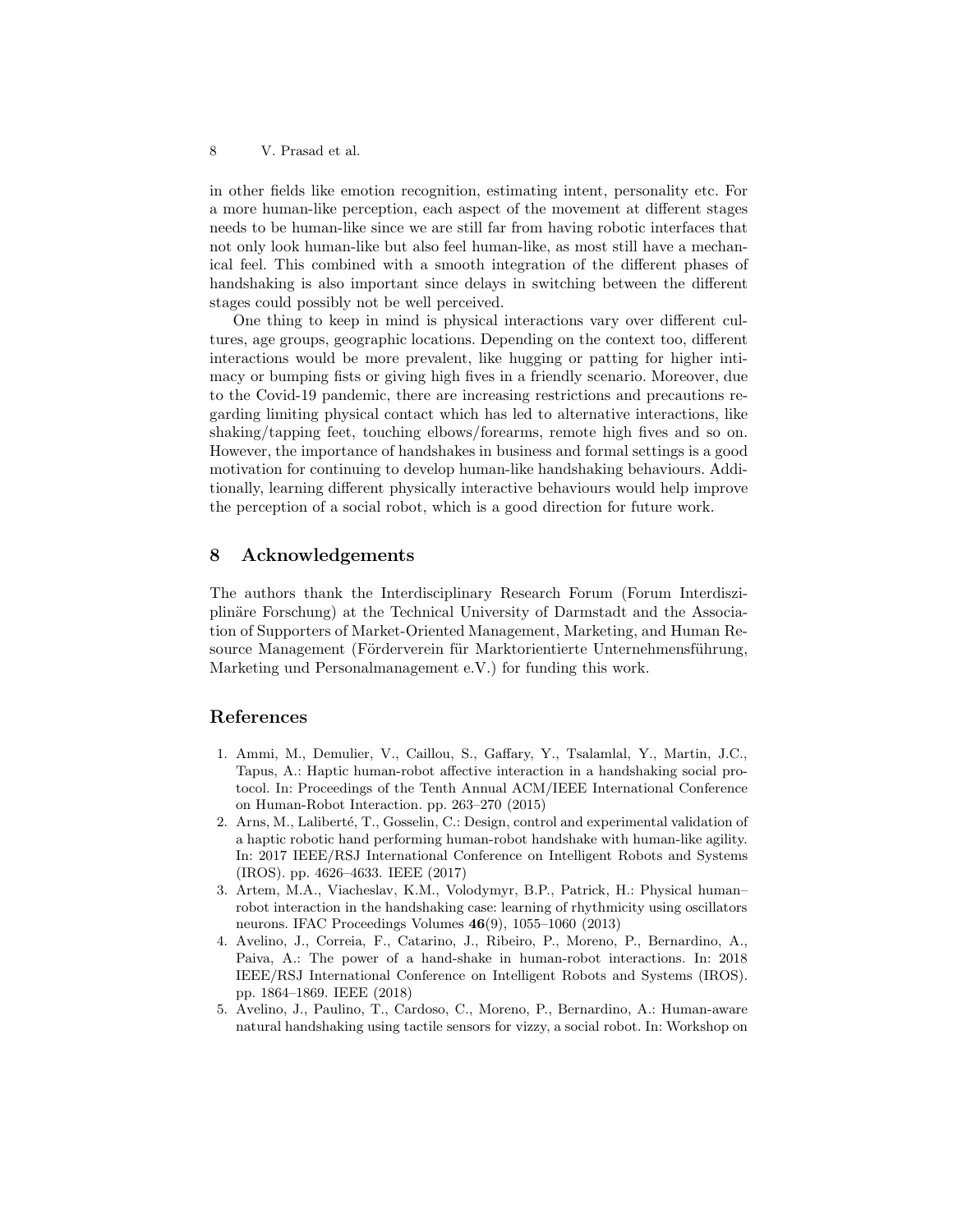in other fields like emotion recognition, estimating intent, personality etc. For a more human-like perception, each aspect of the movement at different stages needs to be human-like since we are still far from having robotic interfaces that not only look human-like but also feel human-like, as most still have a mechanical feel. This combined with a smooth integration of the different phases of handshaking is also important since delays in switching between the different stages could possibly not be well perceived.

One thing to keep in mind is physical interactions vary over different cultures, age groups, geographic locations. Depending on the context too, different interactions would be more prevalent, like hugging or patting for higher intimacy or bumping fists or giving high fives in a friendly scenario. Moreover, due to the Covid-19 pandemic, there are increasing restrictions and precautions regarding limiting physical contact which has led to alternative interactions, like shaking/tapping feet, touching elbows/forearms, remote high fives and so on. However, the importance of handshakes in business and formal settings is a good motivation for continuing to develop human-like handshaking behaviours. Additionally, learning different physically interactive behaviours would help improve the perception of a social robot, which is a good direction for future work.

## 8 Acknowledgements

The authors thank the Interdisciplinary Research Forum (Forum Interdisziplinäre Forschung) at the Technical University of Darmstadt and the Association of Supporters of Market-Oriented Management, Marketing, and Human Resource Management (Förderverein für Marktorientierte Unternehmensführung, Marketing und Personalmanagement e.V.) for funding this work.

## References

1. Ammi, M., Demulier, V., Caillou, S., Gaffary, Y., Tsalamlal, Y., Martin, J.C., Tapus, A.: Haptic human-robot affective interaction in a handshaking social protocol. In: Proceedings of the Tenth Annual ACM/IEEE International Conference on Human-Robot Interaction. pp. 263–270 (2015)
2. Arns, M., Laliberté, T., Gosselin, C.: Design, control and experimental validation of a haptic robotic hand performing human-robot handshake with human-like agility. In: 2017 IEEE/RSJ International Conference on Intelligent Robots and Systems (IROS). pp. 4626–4633. IEEE (2017)
3. Artem, M.A., Viacheslav, K.M., Volodymyr, B.P., Patrick, H.: Physical human–robot interaction in the handshaking case: learning of rhythmicity using oscillators neurons. IFAC Proceedings Volumes **46**(9), 1055–1060 (2013)
4. Avelino, J., Correia, F., Catarino, J., Ribeiro, P., Moreno, P., Bernardino, A., Paiva, A.: The power of a hand-shake in human-robot interactions. In: 2018 IEEE/RSJ International Conference on Intelligent Robots and Systems (IROS). pp. 1864–1869. IEEE (2018)
5. Avelino, J., Paulino, T., Cardoso, C., Moreno, P., Bernardino, A.: Human-aware natural handshaking using tactile sensors for vizzy, a social robot. In: Workshop on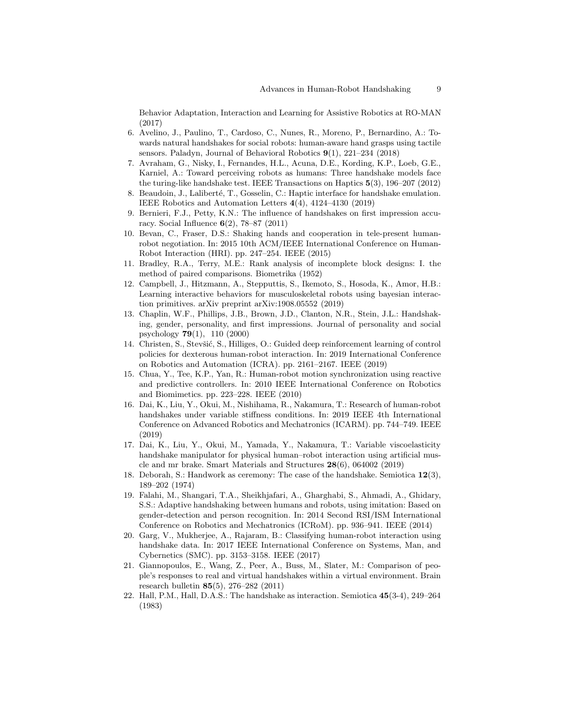Behavior Adaptation, Interaction and Learning for Assistive Robotics at RO-MAN (2017)

6. Avelino, J., Paulino, T., Cardoso, C., Nunes, R., Moreno, P., Bernardino, A.: Towards natural handshakes for social robots: human-aware hand grasps using tactile sensors. Paladyn, Journal of Behavioral Robotics **9**(1), 221–234 (2018)
7. Avraham, G., Nisky, I., Fernandes, H.L., Acuna, D.E., Kording, K.P., Loeb, G.E., Karniel, A.: Toward perceiving robots as humans: Three handshake models face the turing-like handshake test. IEEE Transactions on Haptics **5**(3), 196–207 (2012)
8. Beaudoin, J., Laliberté, T., Gosselin, C.: Haptic interface for handshake emulation. IEEE Robotics and Automation Letters **4**(4), 4124–4130 (2019)
9. Bernieri, F.J., Petty, K.N.: The influence of handshakes on first impression accuracy. Social Influence **6**(2), 78–87 (2011)
10. Bevan, C., Fraser, D.S.: Shaking hands and cooperation in tele-present human-robot negotiation. In: 2015 10th ACM/IEEE International Conference on Human-Robot Interaction (HRI). pp. 247–254. IEEE (2015)
11. Bradley, R.A., Terry, M.E.: Rank analysis of incomplete block designs: I. the method of paired comparisons. Biometrika (1952)
12. Campbell, J., Hitzmann, A., Stepputtis, S., Ikemoto, S., Hosoda, K., Amor, H.B.: Learning interactive behaviors for musculoskeletal robots using bayesian interaction primitives. arXiv preprint arXiv:1908.05552 (2019)
13. Chaplin, W.F., Phillips, J.B., Brown, J.D., Clanton, N.R., Stein, J.L.: Handshaking, gender, personality, and first impressions. Journal of personality and social psychology **79**(1), 110 (2000)
14. Christen, S., Stevšić, S., Hilliges, O.: Guided deep reinforcement learning of control policies for dexterous human-robot interaction. In: 2019 International Conference on Robotics and Automation (ICRA). pp. 2161–2167. IEEE (2019)
15. Chua, Y., Tee, K.P., Yan, R.: Human-robot motion synchronization using reactive and predictive controllers. In: 2010 IEEE International Conference on Robotics and Biomimetics. pp. 223–228. IEEE (2010)
16. Dai, K., Liu, Y., Okui, M., Nishihama, R., Nakamura, T.: Research of human-robot handshakes under variable stiffness conditions. In: 2019 IEEE 4th International Conference on Advanced Robotics and Mechatronics (ICARM). pp. 744–749. IEEE (2019)
17. Dai, K., Liu, Y., Okui, M., Yamada, Y., Nakamura, T.: Variable viscoelasticity handshake manipulator for physical human–robot interaction using artificial muscle and mr brake. Smart Materials and Structures **28**(6), 064002 (2019)
18. Deborah, S.: Handwork as ceremony: The case of the handshake. Semiotica **12**(3), 189–202 (1974)
19. Falahi, M., Shangari, T.A., Sheikhjafari, A., Gharghabi, S., Ahmadi, A., Ghidary, S.S.: Adaptive handshaking between humans and robots, using imitation: Based on gender-detection and person recognition. In: 2014 Second RSI/ISM International Conference on Robotics and Mechatronics (ICRoM). pp. 936–941. IEEE (2014)
20. Garg, V., Mukherjee, A., Rajaram, B.: Classifying human-robot interaction using handshake data. In: 2017 IEEE International Conference on Systems, Man, and Cybernetics (SMC). pp. 3153–3158. IEEE (2017)
21. Giannopoulos, E., Wang, Z., Peer, A., Buss, M., Slater, M.: Comparison of people's responses to real and virtual handshakes within a virtual environment. Brain research bulletin **85**(5), 276–282 (2011)
22. Hall, P.M., Hall, D.A.S.: The handshake as interaction. Semiotica **45**(3-4), 249–264 (1983)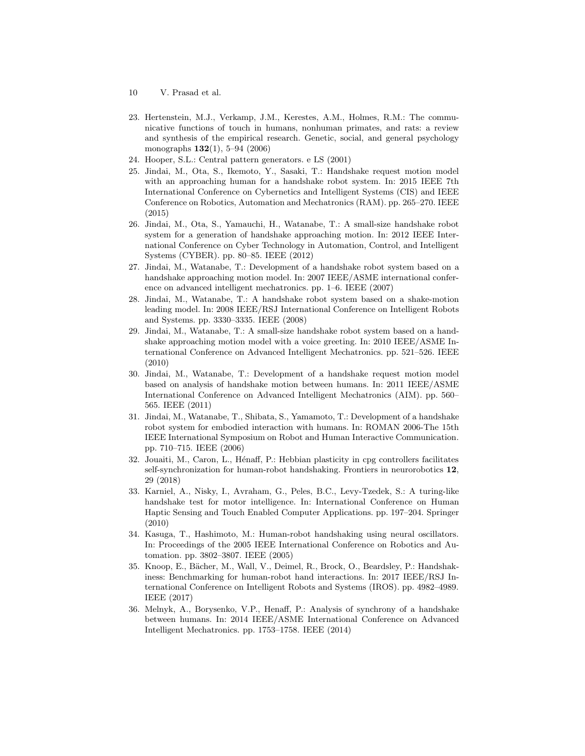23. Hertenstein, M.J., Verkamp, J.M., Kerestes, A.M., Holmes, R.M.: The communicative functions of touch in humans, nonhuman primates, and rats: a review and synthesis of the empirical research. Genetic, social, and general psychology monographs **132**(1), 5–94 (2006)
24. Hooper, S.L.: Central pattern generators. e LS (2001)
25. Jindai, M., Ota, S., Ikemoto, Y., Sasaki, T.: Handshake request motion model with an approaching human for a handshake robot system. In: 2015 IEEE 7th International Conference on Cybernetics and Intelligent Systems (CIS) and IEEE Conference on Robotics, Automation and Mechatronics (RAM). pp. 265–270. IEEE (2015)
26. Jindai, M., Ota, S., Yamauchi, H., Watanabe, T.: A small-size handshake robot system for a generation of handshake approaching motion. In: 2012 IEEE International Conference on Cyber Technology in Automation, Control, and Intelligent Systems (CYBER). pp. 80–85. IEEE (2012)
27. Jindai, M., Watanabe, T.: Development of a handshake robot system based on a handshake approaching motion model. In: 2007 IEEE/ASME international conference on advanced intelligent mechatronics. pp. 1–6. IEEE (2007)
28. Jindai, M., Watanabe, T.: A handshake robot system based on a shake-motion leading model. In: 2008 IEEE/RSJ International Conference on Intelligent Robots and Systems. pp. 3330–3335. IEEE (2008)
29. Jindai, M., Watanabe, T.: A small-size handshake robot system based on a handshake approaching motion model with a voice greeting. In: 2010 IEEE/ASME International Conference on Advanced Intelligent Mechatronics. pp. 521–526. IEEE (2010)
30. Jindai, M., Watanabe, T.: Development of a handshake request motion model based on analysis of handshake motion between humans. In: 2011 IEEE/ASME International Conference on Advanced Intelligent Mechatronics (AIM). pp. 560–565. IEEE (2011)
31. Jindai, M., Watanabe, T., Shibata, S., Yamamoto, T.: Development of a handshake robot system for embodied interaction with humans. In: ROMAN 2006-The 15th IEEE International Symposium on Robot and Human Interactive Communication. pp. 710–715. IEEE (2006)
32. Jouaiti, M., Caron, L., Hénaff, P.: Hebbian plasticity in cpg controllers facilitates self-synchronization for human-robot handshaking. Frontiers in neurorobotics **12**, 29 (2018)
33. Karniel, A., Nisky, I., Avraham, G., Peles, B.C., Levy-Tzedek, S.: A turing-like handshake test for motor intelligence. In: International Conference on Human Haptic Sensing and Touch Enabled Computer Applications. pp. 197–204. Springer (2010)
34. Kasuga, T., Hashimoto, M.: Human-robot handshaking using neural oscillators. In: Proceedings of the 2005 IEEE International Conference on Robotics and Automation. pp. 3802–3807. IEEE (2005)
35. Knoop, E., Bächer, M., Wall, V., Deimel, R., Brock, O., Beardsley, P.: Handshakiness: Benchmarking for human-robot hand interactions. In: 2017 IEEE/RSJ International Conference on Intelligent Robots and Systems (IROS). pp. 4982–4989. IEEE (2017)
36. Melnyk, A., Borysenko, V.P., Henaff, P.: Analysis of synchrony of a handshake between humans. In: 2014 IEEE/ASME International Conference on Advanced Intelligent Mechatronics. pp. 1753–1758. IEEE (2014)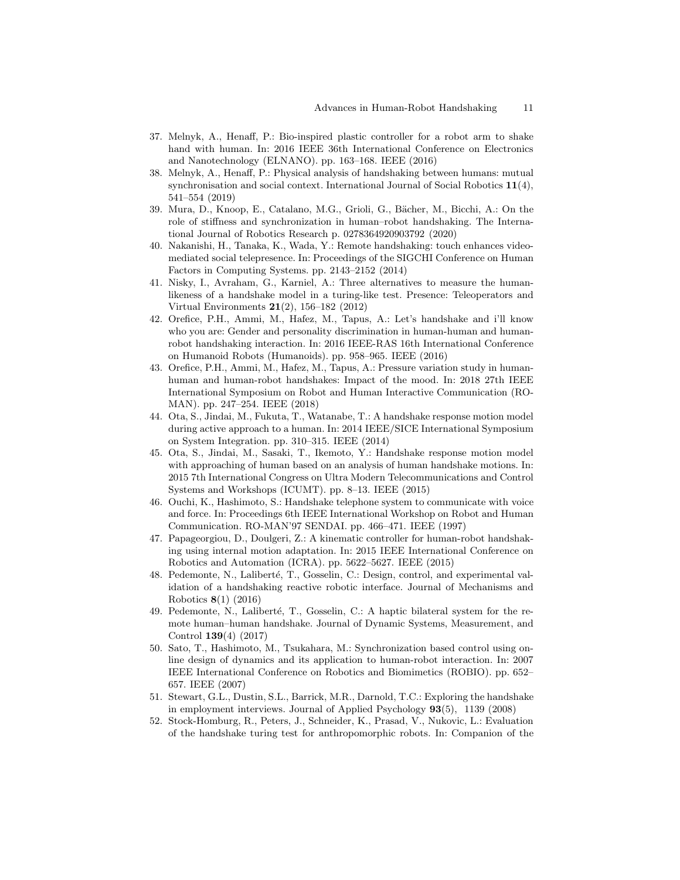37. Melnyk, A., Henaff, P.: Bio-inspired plastic controller for a robot arm to shake hand with human. In: 2016 IEEE 36th International Conference on Electronics and Nanotechnology (ELNANO). pp. 163–168. IEEE (2016)
38. Melnyk, A., Henaff, P.: Physical analysis of handshaking between humans: mutual synchronisation and social context. International Journal of Social Robotics **11**(4), 541–554 (2019)
39. Mura, D., Knoop, E., Catalano, M.G., Grioli, G., Bächer, M., Bicchi, A.: On the role of stiffness and synchronization in human–robot handshaking. The International Journal of Robotics Research p. 0278364920903792 (2020)
40. Nakanishi, H., Tanaka, K., Wada, Y.: Remote handshaking: touch enhances video-mediated social telepresence. In: Proceedings of the SIGCHI Conference on Human Factors in Computing Systems. pp. 2143–2152 (2014)
41. Nisky, I., Avraham, G., Karniel, A.: Three alternatives to measure the human-likeness of a handshake model in a turing-like test. Presence: Teleoperators and Virtual Environments **21**(2), 156–182 (2012)
42. Orefice, P.H., Ammi, M., Hafez, M., Tapus, A.: Let's handshake and i'll know who you are: Gender and personality discrimination in human-human and human-robot handshaking interaction. In: 2016 IEEE-RAS 16th International Conference on Humanoid Robots (Humanoids). pp. 958–965. IEEE (2016)
43. Orefice, P.H., Ammi, M., Hafez, M., Tapus, A.: Pressure variation study in human-human and human-robot handshakes: Impact of the mood. In: 2018 27th IEEE International Symposium on Robot and Human Interactive Communication (RO-MAN). pp. 247–254. IEEE (2018)
44. Ota, S., Jindai, M., Fukuta, T., Watanabe, T.: A handshake response motion model during active approach to a human. In: 2014 IEEE/SICE International Symposium on System Integration. pp. 310–315. IEEE (2014)
45. Ota, S., Jindai, M., Sasaki, T., Ikemoto, Y.: Handshake response motion model with approaching of human based on an analysis of human handshake motions. In: 2015 7th International Congress on Ultra Modern Telecommunications and Control Systems and Workshops (ICUMT). pp. 8–13. IEEE (2015)
46. Ouchi, K., Hashimoto, S.: Handshake telephone system to communicate with voice and force. In: Proceedings 6th IEEE International Workshop on Robot and Human Communication. RO-MAN'97 SENDAI. pp. 466–471. IEEE (1997)
47. Papageorgiou, D., Doulgeri, Z.: A kinematic controller for human-robot handshaking using internal motion adaptation. In: 2015 IEEE International Conference on Robotics and Automation (ICRA). pp. 5622–5627. IEEE (2015)
48. Pedemonte, N., Laliberté, T., Gosselin, C.: Design, control, and experimental validation of a handshaking reactive robotic interface. Journal of Mechanisms and Robotics **8**(1) (2016)
49. Pedemonte, N., Laliberté, T., Gosselin, C.: A haptic bilateral system for the remote human–human handshake. Journal of Dynamic Systems, Measurement, and Control **139**(4) (2017)
50. Sato, T., Hashimoto, M., Tsukahara, M.: Synchronization based control using online design of dynamics and its application to human-robot interaction. In: 2007 IEEE International Conference on Robotics and Biomimetics (ROBIO). pp. 652–657. IEEE (2007)
51. Stewart, G.L., Dustin, S.L., Barrick, M.R., Darnold, T.C.: Exploring the handshake in employment interviews. Journal of Applied Psychology **93**(5), 1139 (2008)
52. Stock-Homburg, R., Peters, J., Schneider, K., Prasad, V., Nukovic, L.: Evaluation of the handshake turing test for anthropomorphic robots. In: Companion of the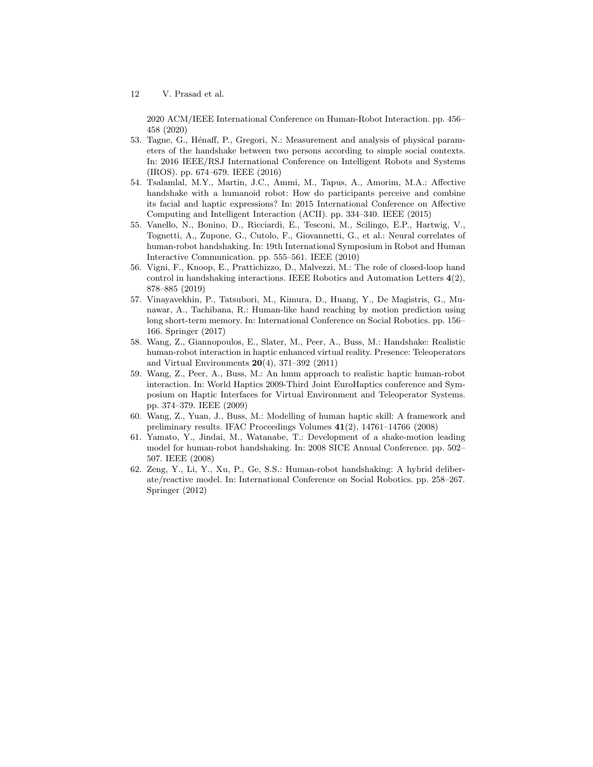2020 ACM/IEEE International Conference on Human-Robot Interaction. pp. 456–458 (2020)

53. Tagne, G., Hénaff, P., Gregori, N.: Measurement and analysis of physical parameters of the handshake between two persons according to simple social contexts. In: 2016 IEEE/RSJ International Conference on Intelligent Robots and Systems (IROS). pp. 674–679. IEEE (2016)
54. Tsalamlal, M.Y., Martin, J.C., Ammi, M., Tapus, A., Amorim, M.A.: Affective handshake with a humanoid robot: How do participants perceive and combine its facial and haptic expressions? In: 2015 International Conference on Affective Computing and Intelligent Interaction (ACII). pp. 334–340. IEEE (2015)
55. Vanello, N., Bonino, D., Ricciardi, E., Tesconi, M., Scilingo, E.P., Hartwig, V., Tognetti, A., Zupone, G., Cutolo, F., Giovannetti, G., et al.: Neural correlates of human-robot handshaking. In: 19th International Symposium in Robot and Human Interactive Communication. pp. 555–561. IEEE (2010)
56. Vigni, F., Knoop, E., Prattichizzo, D., Malvezzi, M.: The role of closed-loop hand control in handshaking interactions. IEEE Robotics and Automation Letters **4**(2), 878–885 (2019)
57. Vinayavekhin, P., Tatsubori, M., Kimura, D., Huang, Y., De Magistris, G., Munawar, A., Tachibana, R.: Human-like hand reaching by motion prediction using long short-term memory. In: International Conference on Social Robotics. pp. 156–166. Springer (2017)
58. Wang, Z., Giannopoulos, E., Slater, M., Peer, A., Buss, M.: Handshake: Realistic human-robot interaction in haptic enhanced virtual reality. Presence: Teleoperators and Virtual Environments **20**(4), 371–392 (2011)
59. Wang, Z., Peer, A., Buss, M.: An hmm approach to realistic haptic human-robot interaction. In: World Haptics 2009-Third Joint EuroHaptics conference and Symposium on Haptic Interfaces for Virtual Environment and Teleoperator Systems. pp. 374–379. IEEE (2009)
60. Wang, Z., Yuan, J., Buss, M.: Modelling of human haptic skill: A framework and preliminary results. IFAC Proceedings Volumes **41**(2), 14761–14766 (2008)
61. Yamato, Y., Jindai, M., Watanabe, T.: Development of a shake-motion leading model for human-robot handshaking. In: 2008 SICE Annual Conference. pp. 502–507. IEEE (2008)
62. Zeng, Y., Li, Y., Xu, P., Ge, S.S.: Human-robot handshaking: A hybrid deliberate/reactive model. In: International Conference on Social Robotics. pp. 258–267. Springer (2012)